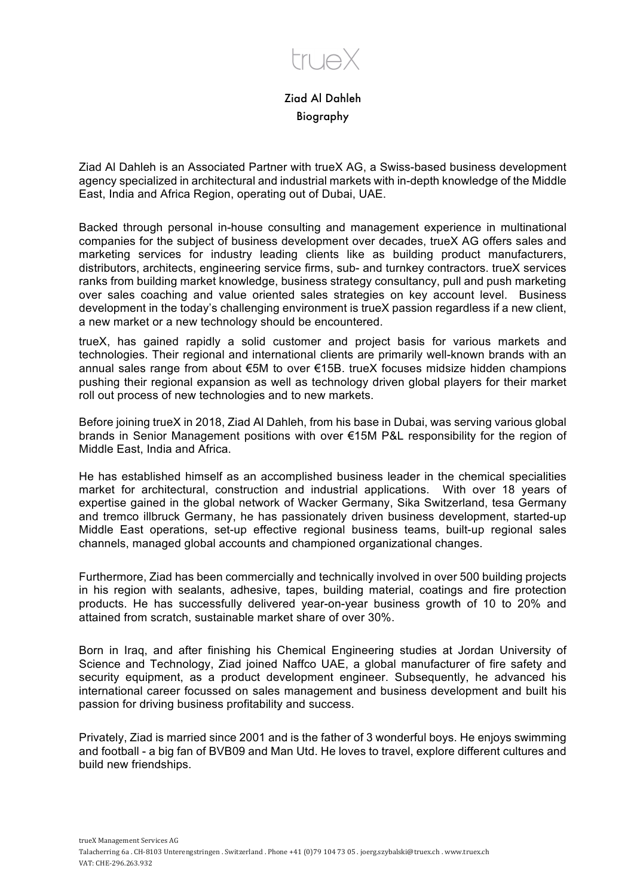# trueX

## Ziad Al Dahleh
## Biography

Ziad Al Dahleh is an Associated Partner with trueX AG, a Swiss-based business development agency specialized in architectural and industrial markets with in-depth knowledge of the Middle East, India and Africa Region, operating out of Dubai, UAE.

Backed through personal in-house consulting and management experience in multinational companies for the subject of business development over decades, trueX AG offers sales and marketing services for industry leading clients like as building product manufacturers, distributors, architects, engineering service firms, sub- and turnkey contractors. trueX services ranks from building market knowledge, business strategy consultancy, pull and push marketing over sales coaching and value oriented sales strategies on key account level. Business development in the today's challenging environment is trueX passion regardless if a new client, a new market or a new technology should be encountered.

trueX, has gained rapidly a solid customer and project basis for various markets and technologies. Their regional and international clients are primarily well-known brands with an annual sales range from about €5M to over €15B. trueX focuses midsize hidden champions pushing their regional expansion as well as technology driven global players for their market roll out process of new technologies and to new markets.

Before joining trueX in 2018, Ziad Al Dahleh, from his base in Dubai, was serving various global brands in Senior Management positions with over €15M P&L responsibility for the region of Middle East, India and Africa.

He has established himself as an accomplished business leader in the chemical specialities market for architectural, construction and industrial applications. With over 18 years of expertise gained in the global network of Wacker Germany, Sika Switzerland, tesa Germany and tremco illbruck Germany, he has passionately driven business development, started-up Middle East operations, set-up effective regional business teams, built-up regional sales channels, managed global accounts and championed organizational changes.

Furthermore, Ziad has been commercially and technically involved in over 500 building projects in his region with sealants, adhesive, tapes, building material, coatings and fire protection products. He has successfully delivered year-on-year business growth of 10 to 20% and attained from scratch, sustainable market share of over 30%.

Born in Iraq, and after finishing his Chemical Engineering studies at Jordan University of Science and Technology, Ziad joined Naffco UAE, a global manufacturer of fire safety and security equipment, as a product development engineer. Subsequently, he advanced his international career focussed on sales management and business development and built his passion for driving business profitability and success.

Privately, Ziad is married since 2001 and is the father of 3 wonderful boys. He enjoys swimming and football - a big fan of BVB09 and Man Utd. He loves to travel, explore different cultures and build new friendships.

trueX Management Services AG
Talacherring 6a . CH-8103 Unterengstringen . Switzerland . Phone +41 (0)79 104 73 05 . joerg.szybalski@truex.ch . www.truex.ch
VAT: CHE-296.263.932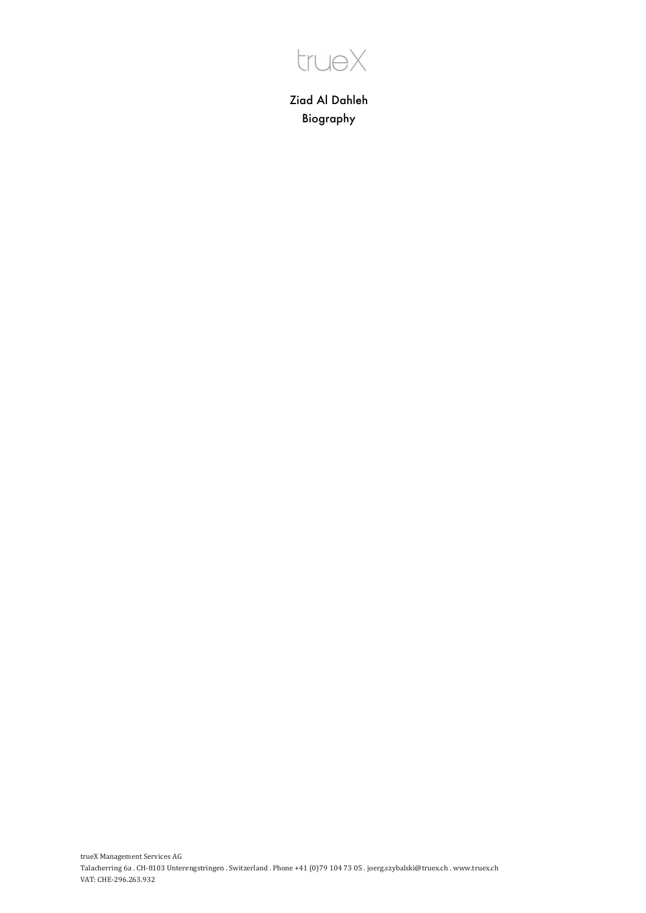truеX

Ziad Al Dahleh
Biography

trueX Management Services AG
Talacherring 6a . CH-8103 Unterengstringen . Switzerland . Phone +41 (0)79 104 73 05 . joerg.szybalski@truex.ch . www.truex.ch
VAT: CHE-296.263.932